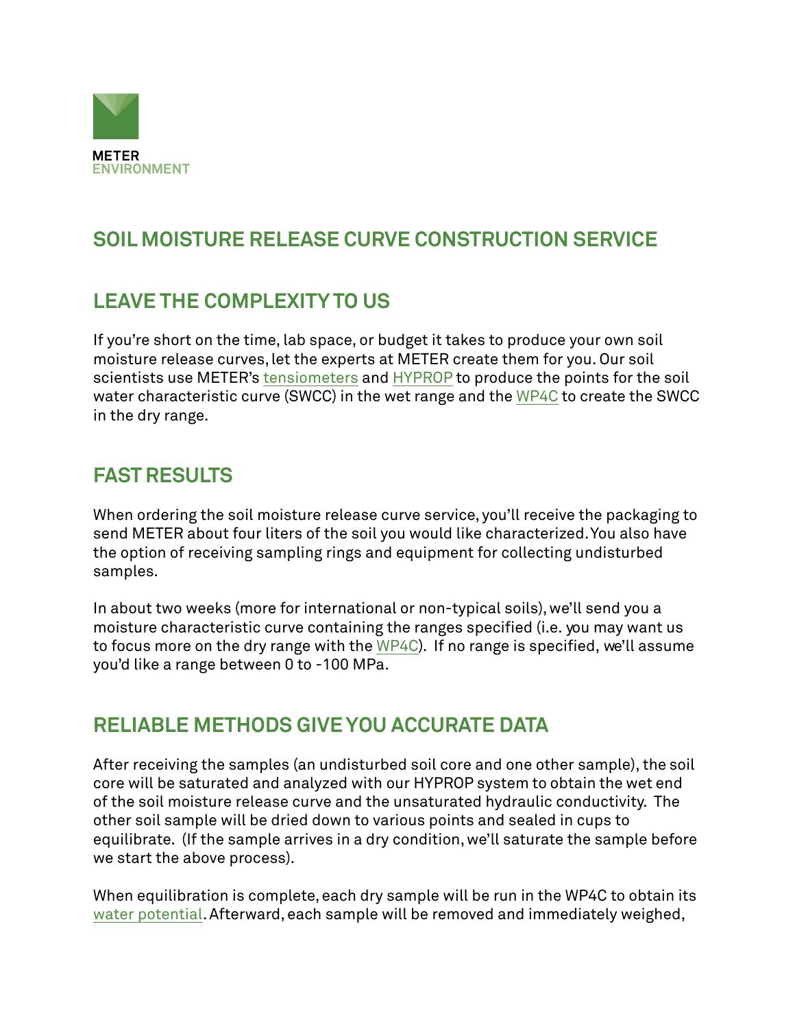METER
ENVIRONMENT

# SOIL MOISTURE RELEASE CURVE CONSTRUCTION SERVICE

## LEAVE THE COMPLEXITY TO US

If you're short on the time, lab space, or budget it takes to produce your own soil moisture release curves, let the experts at METER create them for you. Our soil scientists use METER's tensiometers and HYPROP to produce the points for the soil water characteristic curve (SWCC) in the wet range and the WP4C to create the SWCC in the dry range.

## FAST RESULTS

When ordering the soil moisture release curve service, you'll receive the packaging to send METER about four liters of the soil you would like characterized. You also have the option of receiving sampling rings and equipment for collecting undisturbed samples.

In about two weeks (more for international or non-typical soils), we'll send you a moisture characteristic curve containing the ranges specified (i.e. you may want us to focus more on the dry range with the WP4C). If no range is specified, we'll assume you'd like a range between 0 to -100 MPa.

## RELIABLE METHODS GIVE YOU ACCURATE DATA

After receiving the samples (an undisturbed soil core and one other sample), the soil core will be saturated and analyzed with our HYPROP system to obtain the wet end of the soil moisture release curve and the unsaturated hydraulic conductivity. The other soil sample will be dried down to various points and sealed in cups to equilibrate. (If the sample arrives in a dry condition, we'll saturate the sample before we start the above process).

When equilibration is complete, each dry sample will be run in the WP4C to obtain its water potential. Afterward, each sample will be removed and immediately weighed,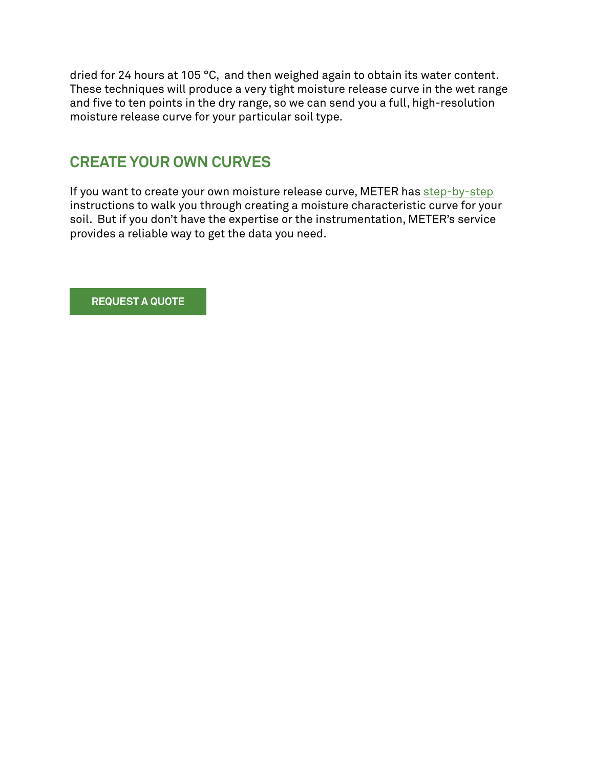dried for 24 hours at 105 °C,  and then weighed again to obtain its water content. These techniques will produce a very tight moisture release curve in the wet range and five to ten points in the dry range, so we can send you a full, high-resolution moisture release curve for your particular soil type.

## CREATE YOUR OWN CURVES

If you want to create your own moisture release curve, METER has step-by-step instructions to walk you through creating a moisture characteristic curve for your soil.  But if you don't have the expertise or the instrumentation, METER's service provides a reliable way to get the data you need.

**REQUEST A QUOTE**